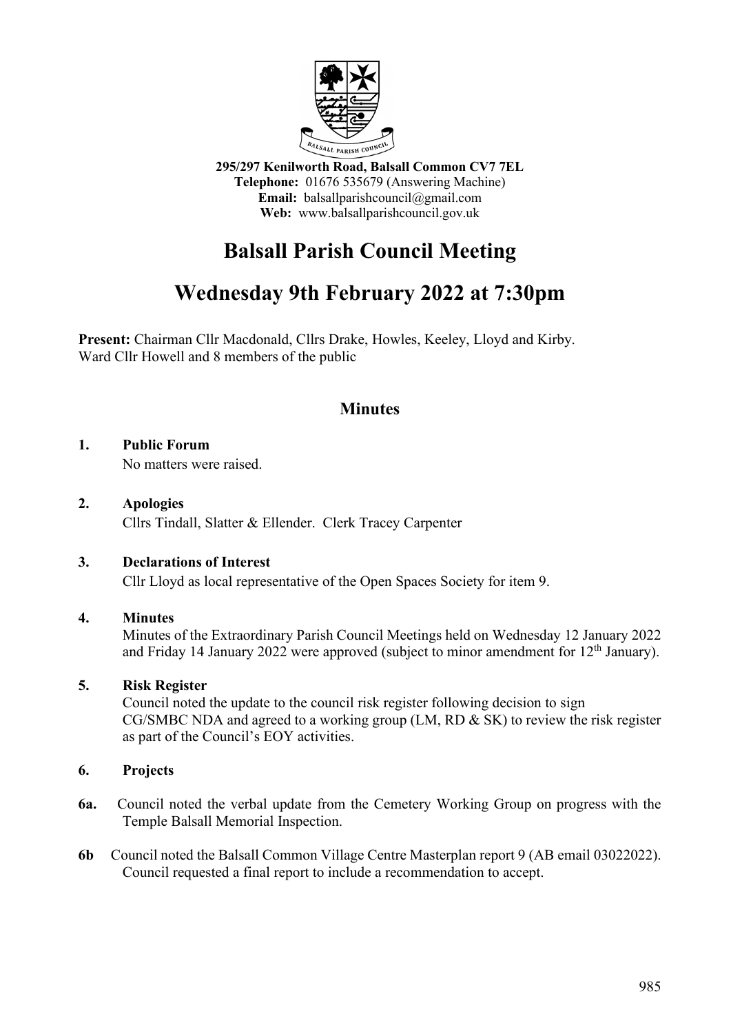295/297 Kenilworth Road, Balsall Common CV7 7EL
**Telephone:** 01676 535679 (Answering Machine)
**Email:** balsallparishcouncil@gmail.com
**Web:** www.balsallparishcouncil.gov.uk

# Balsall Parish Council Meeting

# Wednesday 9th February 2022 at 7:30pm

**Present:** Chairman Cllr Macdonald, Cllrs Drake, Howles, Keeley, Lloyd and Kirby.
Ward Cllr Howell and 8 members of the public

## Minutes

**1. Public Forum**

No matters were raised.

**2. Apologies**

Cllrs Tindall, Slatter & Ellender. Clerk Tracey Carpenter

**3. Declarations of Interest**

Cllr Lloyd as local representative of the Open Spaces Society for item 9.

**4. Minutes**

Minutes of the Extraordinary Parish Council Meetings held on Wednesday 12 January 2022 and Friday 14 January 2022 were approved (subject to minor amendment for 12th January).

**5. Risk Register**

Council noted the update to the council risk register following decision to sign CG/SMBC NDA and agreed to a working group (LM, RD & SK) to review the risk register as part of the Council's EOY activities.

**6. Projects**

**6a.** Council noted the verbal update from the Cemetery Working Group on progress with the Temple Balsall Memorial Inspection.

**6b** Council noted the Balsall Common Village Centre Masterplan report 9 (AB email 03022022). Council requested a final report to include a recommendation to accept.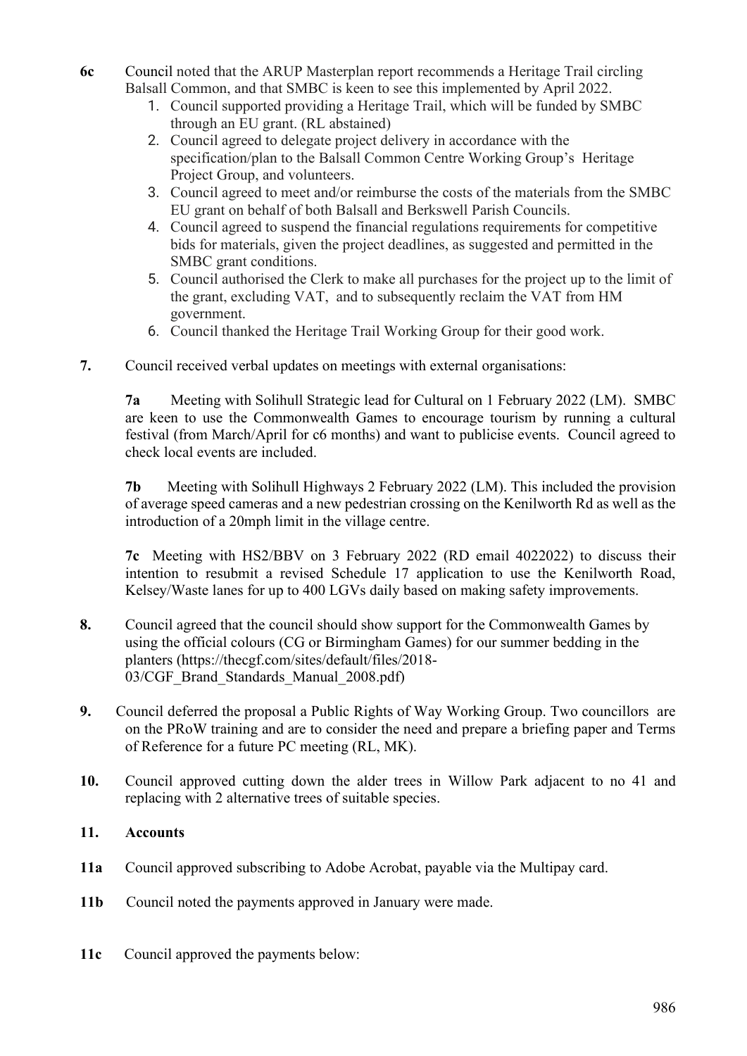**6c** Council noted that the ARUP Masterplan report recommends a Heritage Trail circling Balsall Common, and that SMBC is keen to see this implemented by April 2022.

1. Council supported providing a Heritage Trail, which will be funded by SMBC through an EU grant. (RL abstained)
2. Council agreed to delegate project delivery in accordance with the specification/plan to the Balsall Common Centre Working Group's Heritage Project Group, and volunteers.
3. Council agreed to meet and/or reimburse the costs of the materials from the SMBC EU grant on behalf of both Balsall and Berkswell Parish Councils.
4. Council agreed to suspend the financial regulations requirements for competitive bids for materials, given the project deadlines, as suggested and permitted in the SMBC grant conditions.
5. Council authorised the Clerk to make all purchases for the project up to the limit of the grant, excluding VAT, and to subsequently reclaim the VAT from HM government.
6. Council thanked the Heritage Trail Working Group for their good work.

**7.** Council received verbal updates on meetings with external organisations:

**7a** Meeting with Solihull Strategic lead for Cultural on 1 February 2022 (LM). SMBC are keen to use the Commonwealth Games to encourage tourism by running a cultural festival (from March/April for c6 months) and want to publicise events. Council agreed to check local events are included.

**7b** Meeting with Solihull Highways 2 February 2022 (LM). This included the provision of average speed cameras and a new pedestrian crossing on the Kenilworth Rd as well as the introduction of a 20mph limit in the village centre.

**7c** Meeting with HS2/BBV on 3 February 2022 (RD email 4022022) to discuss their intention to resubmit a revised Schedule 17 application to use the Kenilworth Road, Kelsey/Waste lanes for up to 400 LGVs daily based on making safety improvements.

**8.** Council agreed that the council should show support for the Commonwealth Games by using the official colours (CG or Birmingham Games) for our summer bedding in the planters (https://thecgf.com/sites/default/files/2018-03/CGF_Brand_Standards_Manual_2008.pdf)

**9.** Council deferred the proposal a Public Rights of Way Working Group. Two councillors are on the PRoW training and are to consider the need and prepare a briefing paper and Terms of Reference for a future PC meeting (RL, MK).

**10.** Council approved cutting down the alder trees in Willow Park adjacent to no 41 and replacing with 2 alternative trees of suitable species.

**11. Accounts**

**11a** Council approved subscribing to Adobe Acrobat, payable via the Multipay card.

**11b** Council noted the payments approved in January were made.

**11c** Council approved the payments below: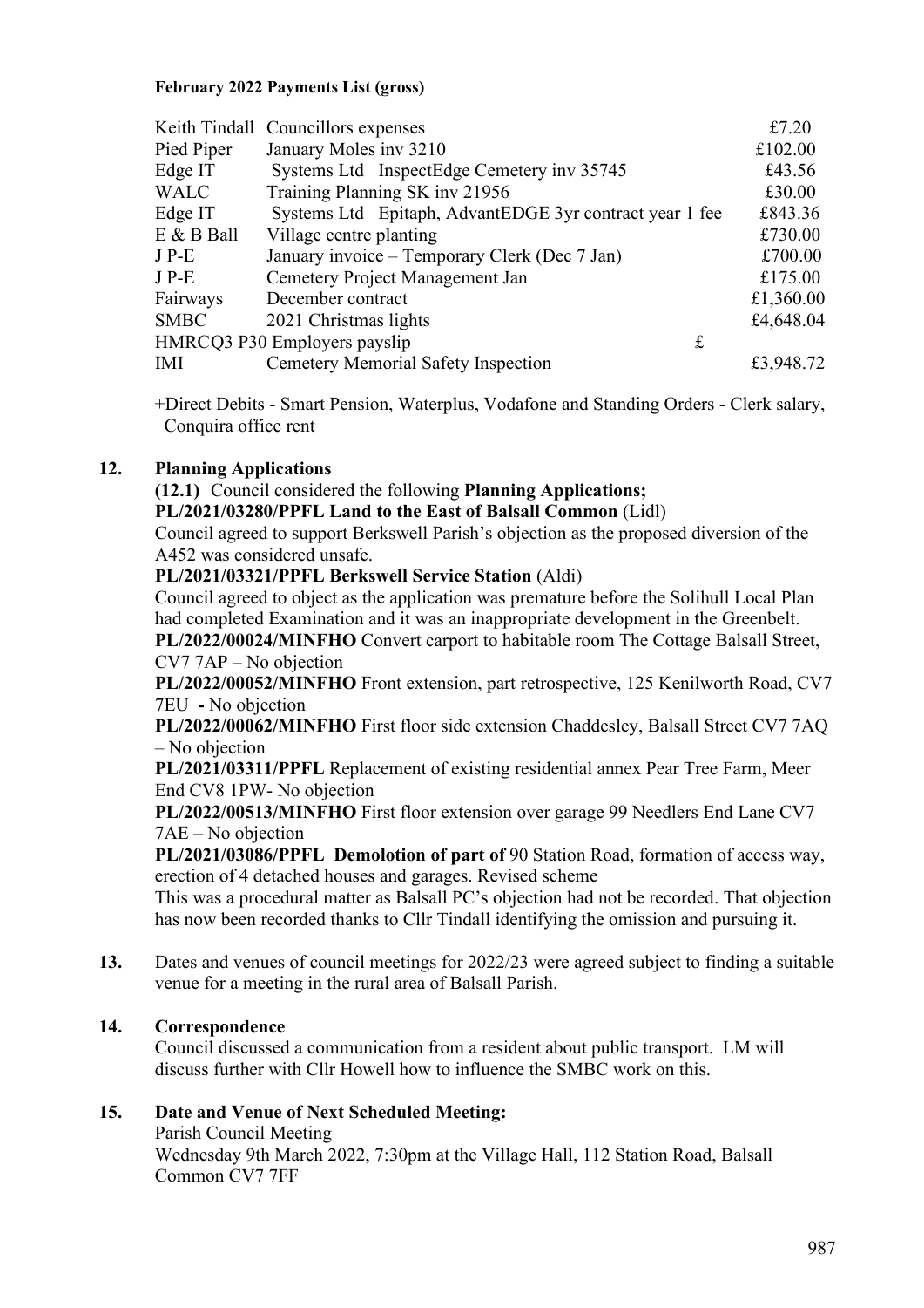**February 2022 Payments List (gross)**

| | | |
|---|---|---|
| Keith Tindall | Councillors expenses | £7.20 |
| Pied Piper | January Moles inv 3210 | £102.00 |
| Edge IT | Systems Ltd InspectEdge Cemetery inv 35745 | £43.56 |
| WALC | Training Planning SK inv 21956 | £30.00 |
| Edge IT | Systems Ltd Epitaph, AdvantEDGE 3yr contract year 1 fee | £843.36 |
| E & B Ball | Village centre planting | £730.00 |
| J P-E | January invoice – Temporary Clerk (Dec 7 Jan) | £700.00 |
| J P-E | Cemetery Project Management Jan | £175.00 |
| Fairways | December contract | £1,360.00 |
| SMBC | 2021 Christmas lights | £4,648.04 |
| HMRCQ3 P30 | Employers payslip | £ |
| IMI | Cemetery Memorial Safety Inspection | £3,948.72 |

+Direct Debits - Smart Pension, Waterplus, Vodafone and Standing Orders - Clerk salary, Conquira office rent

**12. Planning Applications**

**(12.1)** Council considered the following **Planning Applications;**

**PL/2021/03280/PPFL Land to the East of Balsall Common** (Lidl)
Council agreed to support Berkswell Parish's objection as the proposed diversion of the A452 was considered unsafe.

**PL/2021/03321/PPFL Berkswell Service Station** (Aldi)
Council agreed to object as the application was premature before the Solihull Local Plan had completed Examination and it was an inappropriate development in the Greenbelt.

**PL/2022/00024/MINFHO** Convert carport to habitable room The Cottage Balsall Street, CV7 7AP – No objection

**PL/2022/00052/MINFHO** Front extension, part retrospective, 125 Kenilworth Road, CV7 7EU **-** No objection

**PL/2022/00062/MINFHO** First floor side extension Chaddesley, Balsall Street CV7 7AQ – No objection

**PL/2021/03311/PPFL** Replacement of existing residential annex Pear Tree Farm, Meer End CV8 1PW- No objection

**PL/2022/00513/MINFHO** First floor extension over garage 99 Needlers End Lane CV7 7AE – No objection

**PL/2021/03086/PPFL Demolotion of part of** 90 Station Road, formation of access way, erection of 4 detached houses and garages. Revised scheme
This was a procedural matter as Balsall PC's objection had not be recorded. That objection has now been recorded thanks to Cllr Tindall identifying the omission and pursuing it.

**13.** Dates and venues of council meetings for 2022/23 were agreed subject to finding a suitable venue for a meeting in the rural area of Balsall Parish.

**14. Correspondence**

Council discussed a communication from a resident about public transport. LM will discuss further with Cllr Howell how to influence the SMBC work on this.

**15. Date and Venue of Next Scheduled Meeting:**

Parish Council Meeting
Wednesday 9th March 2022, 7:30pm at the Village Hall, 112 Station Road, Balsall Common CV7 7FF